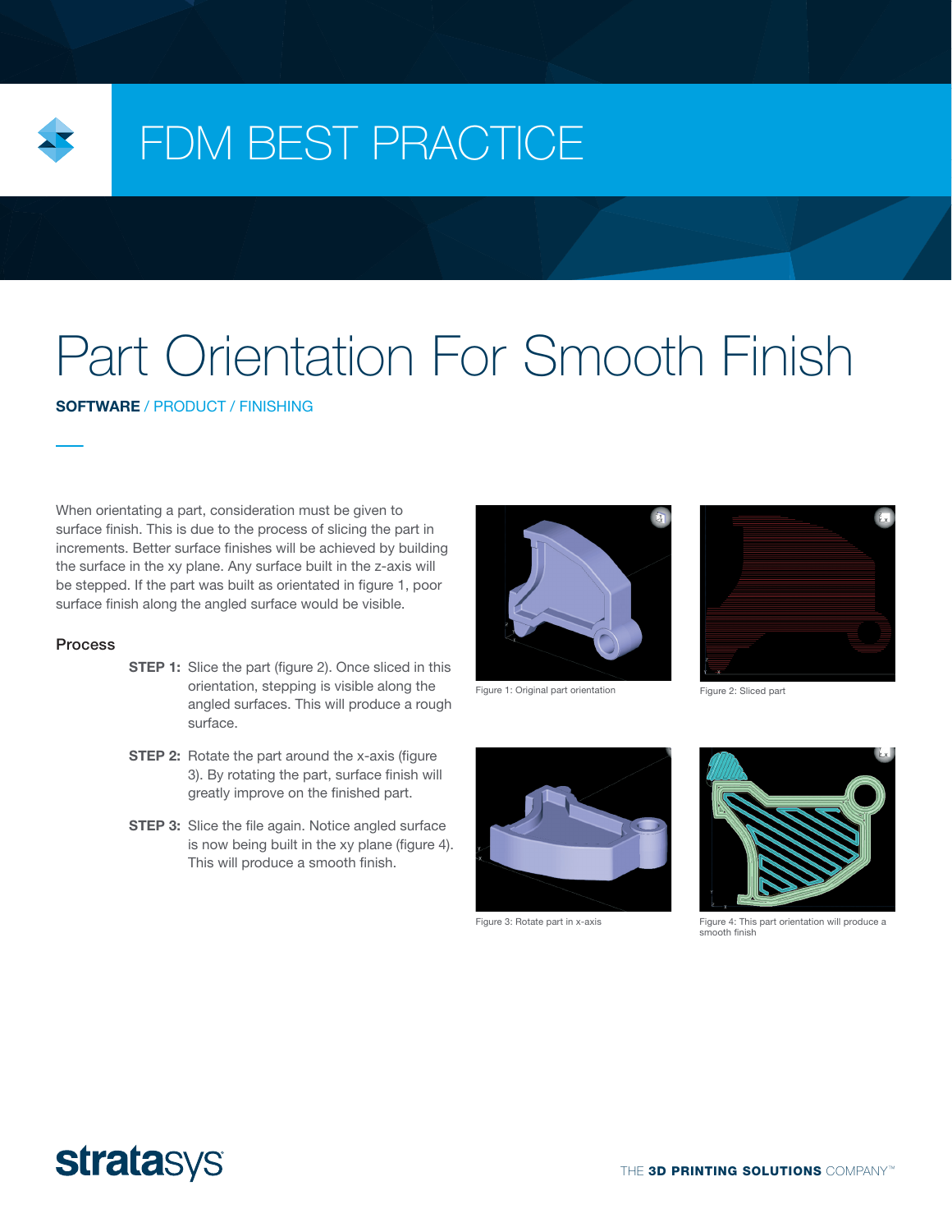# FDM BEST PRACTICE

# Part Orientation For Smooth Finish

**SOFTWARE** / PRODUCT / FINISHING

When orientating a part, consideration must be given to surface finish. This is due to the process of slicing the part in increments. Better surface finishes will be achieved by building the surface in the xy plane. Any surface built in the z-axis will be stepped. If the part was built as orientated in figure 1, poor surface finish along the angled surface would be visible.

## Process

**STEP 1:** Slice the part (figure 2). Once sliced in this orientation, stepping is visible along the angled surfaces. This will produce a rough surface.

**STEP 2:** Rotate the part around the x-axis (figure 3). By rotating the part, surface finish will greatly improve on the finished part.

**STEP 3:** Slice the file again. Notice angled surface is now being built in the xy plane (figure 4). This will produce a smooth finish.

Figure 1: Original part orientation

Figure 2: Sliced part

Figure 3: Rotate part in x-axis

Figure 4: This part orientation will produce a smooth finish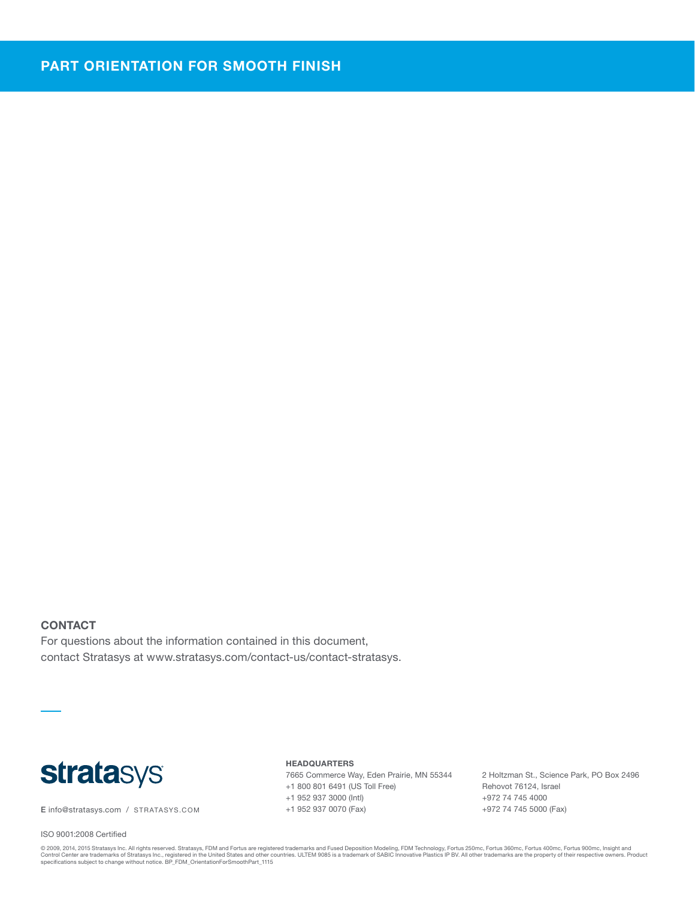# PART ORIENTATION FOR SMOOTH FINISH

**CONTACT**

For questions about the information contained in this document, contact Stratasys at www.stratasys.com/contact-us/contact-stratasys.

**stratasys**

E info@stratasys.com / STRATASYS.COM

**HEADQUARTERS**

7665 Commerce Way, Eden Prairie, MN 55344
+1 800 801 6491 (US Toll Free)
+1 952 937 3000 (Intl)
+1 952 937 0070 (Fax)

2 Holtzman St., Science Park, PO Box 2496
Rehovot 76124, Israel
+972 74 745 4000
+972 74 745 5000 (Fax)

ISO 9001:2008 Certified

© 2009, 2014, 2015 Stratasys Inc. All rights reserved. Stratasys, FDM and Fortus are registered trademarks and Fused Deposition Modeling, FDM Technology, Fortus 250mc, Fortus 360mc, Fortus 400mc, Fortus 900mc, Insight and Control Center are trademarks of Stratasys Inc., registered in the United States and other countries. ULTEM 9085 is a trademark of SABIC Innovative Plastics IP BV. All other trademarks are the property of their respective owners. Product specifications subject to change without notice. BP_FDM_OrientationForSmoothPart_1115